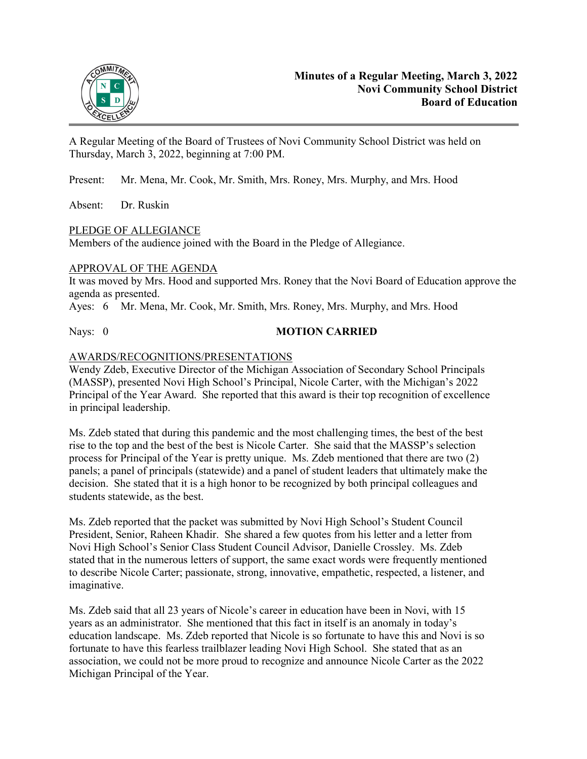**Minutes of a Regular Meeting, March 3, 2022**
**Novi Community School District**
**Board of Education**

A Regular Meeting of the Board of Trustees of Novi Community School District was held on Thursday, March 3, 2022, beginning at 7:00 PM.

Present: Mr. Mena, Mr. Cook, Mr. Smith, Mrs. Roney, Mrs. Murphy, and Mrs. Hood

Absent: Dr. Ruskin

<u>PLEDGE OF ALLEGIANCE</u>
Members of the audience joined with the Board in the Pledge of Allegiance.

<u>APPROVAL OF THE AGENDA</u>
It was moved by Mrs. Hood and supported Mrs. Roney that the Novi Board of Education approve the agenda as presented.
Ayes: 6 Mr. Mena, Mr. Cook, Mr. Smith, Mrs. Roney, Mrs. Murphy, and Mrs. Hood

Nays: 0 **MOTION CARRIED**

<u>AWARDS/RECOGNITIONS/PRESENTATIONS</u>
Wendy Zdeb, Executive Director of the Michigan Association of Secondary School Principals (MASSP), presented Novi High School's Principal, Nicole Carter, with the Michigan's 2022 Principal of the Year Award. She reported that this award is their top recognition of excellence in principal leadership.

Ms. Zdeb stated that during this pandemic and the most challenging times, the best of the best rise to the top and the best of the best is Nicole Carter. She said that the MASSP's selection process for Principal of the Year is pretty unique. Ms. Zdeb mentioned that there are two (2) panels; a panel of principals (statewide) and a panel of student leaders that ultimately make the decision. She stated that it is a high honor to be recognized by both principal colleagues and students statewide, as the best.

Ms. Zdeb reported that the packet was submitted by Novi High School's Student Council President, Senior, Raheen Khadir. She shared a few quotes from his letter and a letter from Novi High School's Senior Class Student Council Advisor, Danielle Crossley. Ms. Zdeb stated that in the numerous letters of support, the same exact words were frequently mentioned to describe Nicole Carter; passionate, strong, innovative, empathetic, respected, a listener, and imaginative.

Ms. Zdeb said that all 23 years of Nicole's career in education have been in Novi, with 15 years as an administrator. She mentioned that this fact in itself is an anomaly in today's education landscape. Ms. Zdeb reported that Nicole is so fortunate to have this and Novi is so fortunate to have this fearless trailblazer leading Novi High School. She stated that as an association, we could not be more proud to recognize and announce Nicole Carter as the 2022 Michigan Principal of the Year.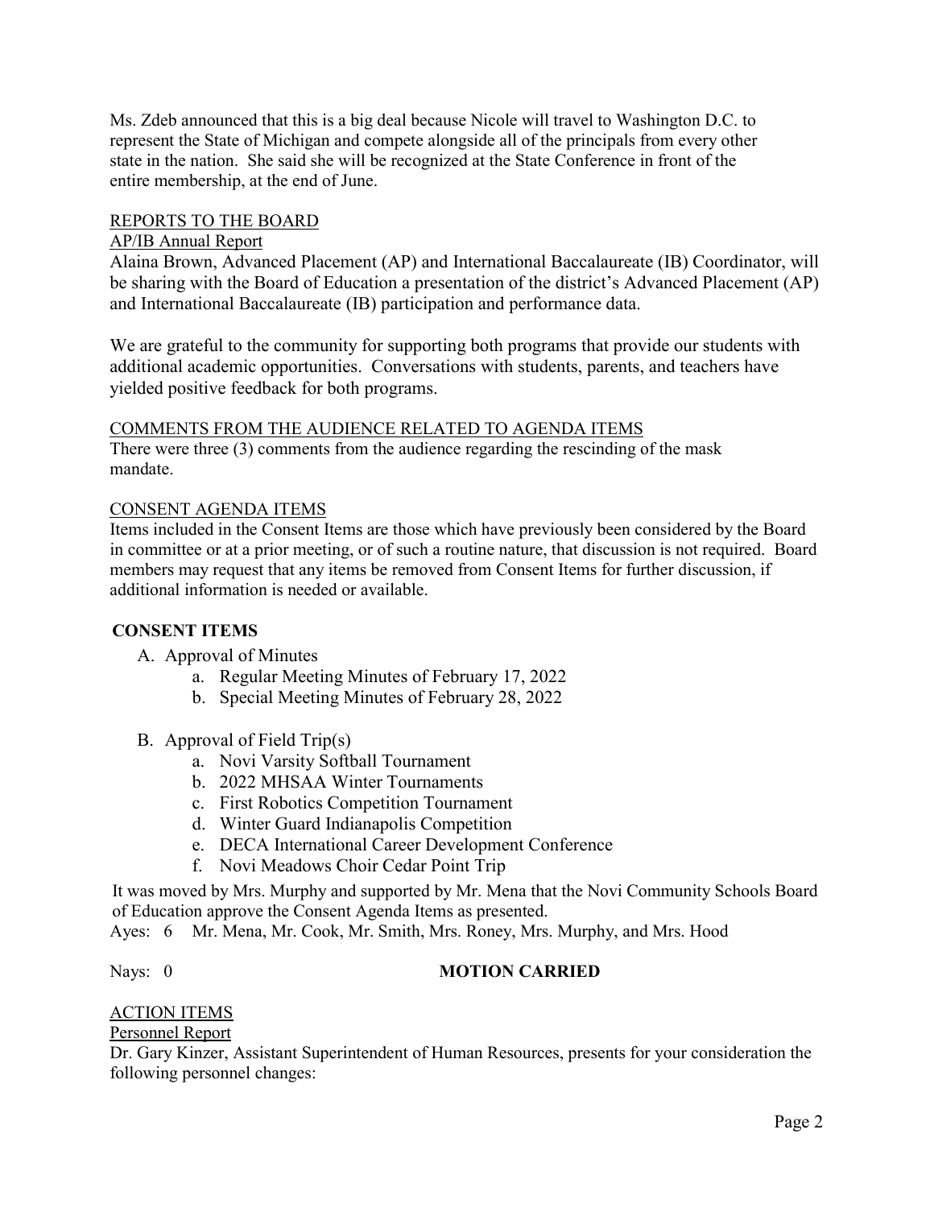Ms. Zdeb announced that this is a big deal because Nicole will travel to Washington D.C. to represent the State of Michigan and compete alongside all of the principals from every other state in the nation. She said she will be recognized at the State Conference in front of the entire membership, at the end of June.

REPORTS TO THE BOARD

AP/IB Annual Report

Alaina Brown, Advanced Placement (AP) and International Baccalaureate (IB) Coordinator, will be sharing with the Board of Education a presentation of the district's Advanced Placement (AP) and International Baccalaureate (IB) participation and performance data.

We are grateful to the community for supporting both programs that provide our students with additional academic opportunities. Conversations with students, parents, and teachers have yielded positive feedback for both programs.

COMMENTS FROM THE AUDIENCE RELATED TO AGENDA ITEMS

There were three (3) comments from the audience regarding the rescinding of the mask mandate.

CONSENT AGENDA ITEMS

Items included in the Consent Items are those which have previously been considered by the Board in committee or at a prior meeting, or of such a routine nature, that discussion is not required. Board members may request that any items be removed from Consent Items for further discussion, if additional information is needed or available.

**CONSENT ITEMS**

A. Approval of Minutes
   a. Regular Meeting Minutes of February 17, 2022
   b. Special Meeting Minutes of February 28, 2022

B. Approval of Field Trip(s)
   a. Novi Varsity Softball Tournament
   b. 2022 MHSAA Winter Tournaments
   c. First Robotics Competition Tournament
   d. Winter Guard Indianapolis Competition
   e. DECA International Career Development Conference
   f. Novi Meadows Choir Cedar Point Trip

It was moved by Mrs. Murphy and supported by Mr. Mena that the Novi Community Schools Board of Education approve the Consent Agenda Items as presented.

Ayes: 6 Mr. Mena, Mr. Cook, Mr. Smith, Mrs. Roney, Mrs. Murphy, and Mrs. Hood

Nays: 0 **MOTION CARRIED**

ACTION ITEMS

Personnel Report

Dr. Gary Kinzer, Assistant Superintendent of Human Resources, presents for your consideration the following personnel changes: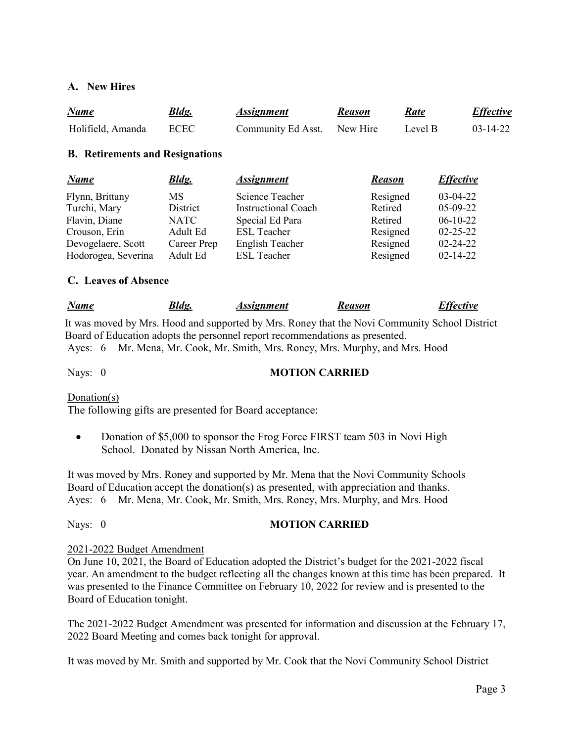### A. New Hires

| *Name* | *Bldg.* | *Assignment* | *Reason* | *Rate* | *Effective* |
|---|---|---|---|---|---|
| Holifield, Amanda | ECEC | Community Ed Asst. | New Hire | Level B | 03-14-22 |

### B. Retirements and Resignations

| *Name* | *Bldg.* | *Assignment* | *Reason* | *Effective* |
|---|---|---|---|---|
| Flynn, Brittany | MS | Science Teacher | Resigned | 03-04-22 |
| Turchi, Mary | District | Instructional Coach | Retired | 05-09-22 |
| Flavin, Diane | NATC | Special Ed Para | Retired | 06-10-22 |
| Crouson, Erin | Adult Ed | ESL Teacher | Resigned | 02-25-22 |
| Devogelaere, Scott | Career Prep | English Teacher | Resigned | 02-24-22 |
| Hodorogea, Severina | Adult Ed | ESL Teacher | Resigned | 02-14-22 |

### C. Leaves of Absence

| *Name* | *Bldg.* | *Assignment* | *Reason* | *Effective* |
|---|---|---|---|---|

It was moved by Mrs. Hood and supported by Mrs. Roney that the Novi Community School District Board of Education adopts the personnel report recommendations as presented.
Ayes: 6 Mr. Mena, Mr. Cook, Mr. Smith, Mrs. Roney, Mrs. Murphy, and Mrs. Hood

Nays: 0 **MOTION CARRIED**

Donation(s)
The following gifts are presented for Board acceptance:

- Donation of $5,000 to sponsor the Frog Force FIRST team 503 in Novi High School. Donated by Nissan North America, Inc.

It was moved by Mrs. Roney and supported by Mr. Mena that the Novi Community Schools Board of Education accept the donation(s) as presented, with appreciation and thanks.
Ayes: 6 Mr. Mena, Mr. Cook, Mr. Smith, Mrs. Roney, Mrs. Murphy, and Mrs. Hood

Nays: 0 **MOTION CARRIED**

2021-2022 Budget Amendment
On June 10, 2021, the Board of Education adopted the District's budget for the 2021-2022 fiscal year. An amendment to the budget reflecting all the changes known at this time has been prepared. It was presented to the Finance Committee on February 10, 2022 for review and is presented to the Board of Education tonight.

The 2021-2022 Budget Amendment was presented for information and discussion at the February 17, 2022 Board Meeting and comes back tonight for approval.

It was moved by Mr. Smith and supported by Mr. Cook that the Novi Community School District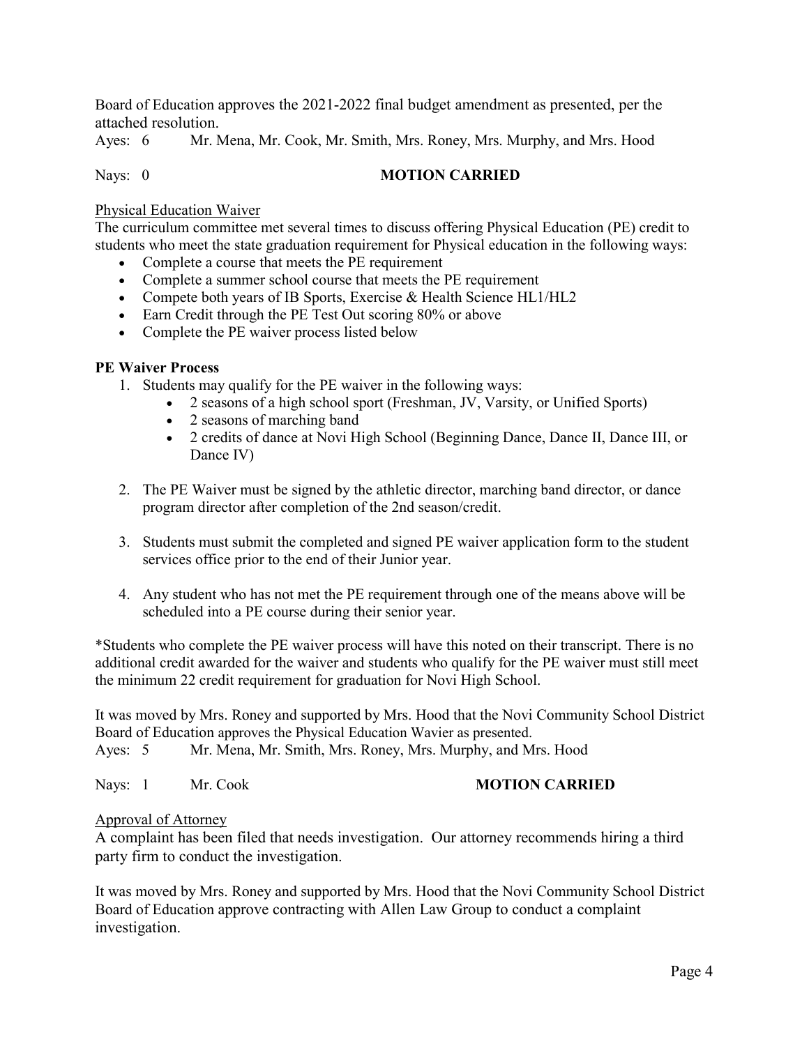Board of Education approves the 2021-2022 final budget amendment as presented, per the attached resolution.

Ayes: 6 Mr. Mena, Mr. Cook, Mr. Smith, Mrs. Roney, Mrs. Murphy, and Mrs. Hood

Nays: 0 **MOTION CARRIED**

Physical Education Waiver

The curriculum committee met several times to discuss offering Physical Education (PE) credit to students who meet the state graduation requirement for Physical education in the following ways:

- Complete a course that meets the PE requirement
- Complete a summer school course that meets the PE requirement
- Compete both years of IB Sports, Exercise & Health Science HL1/HL2
- Earn Credit through the PE Test Out scoring 80% or above
- Complete the PE waiver process listed below

**PE Waiver Process**

1. Students may qualify for the PE waiver in the following ways:
    - 2 seasons of a high school sport (Freshman, JV, Varsity, or Unified Sports)
    - 2 seasons of marching band
    - 2 credits of dance at Novi High School (Beginning Dance, Dance II, Dance III, or Dance IV)

2. The PE Waiver must be signed by the athletic director, marching band director, or dance program director after completion of the 2nd season/credit.

3. Students must submit the completed and signed PE waiver application form to the student services office prior to the end of their Junior year.

4. Any student who has not met the PE requirement through one of the means above will be scheduled into a PE course during their senior year.

*Students who complete the PE waiver process will have this noted on their transcript. There is no additional credit awarded for the waiver and students who qualify for the PE waiver must still meet the minimum 22 credit requirement for graduation for Novi High School.

It was moved by Mrs. Roney and supported by Mrs. Hood that the Novi Community School District Board of Education approves the Physical Education Wavier as presented.

Ayes: 5 Mr. Mena, Mr. Smith, Mrs. Roney, Mrs. Murphy, and Mrs. Hood

Nays: 1 Mr. Cook **MOTION CARRIED**

Approval of Attorney

A complaint has been filed that needs investigation. Our attorney recommends hiring a third party firm to conduct the investigation.

It was moved by Mrs. Roney and supported by Mrs. Hood that the Novi Community School District Board of Education approve contracting with Allen Law Group to conduct a complaint investigation.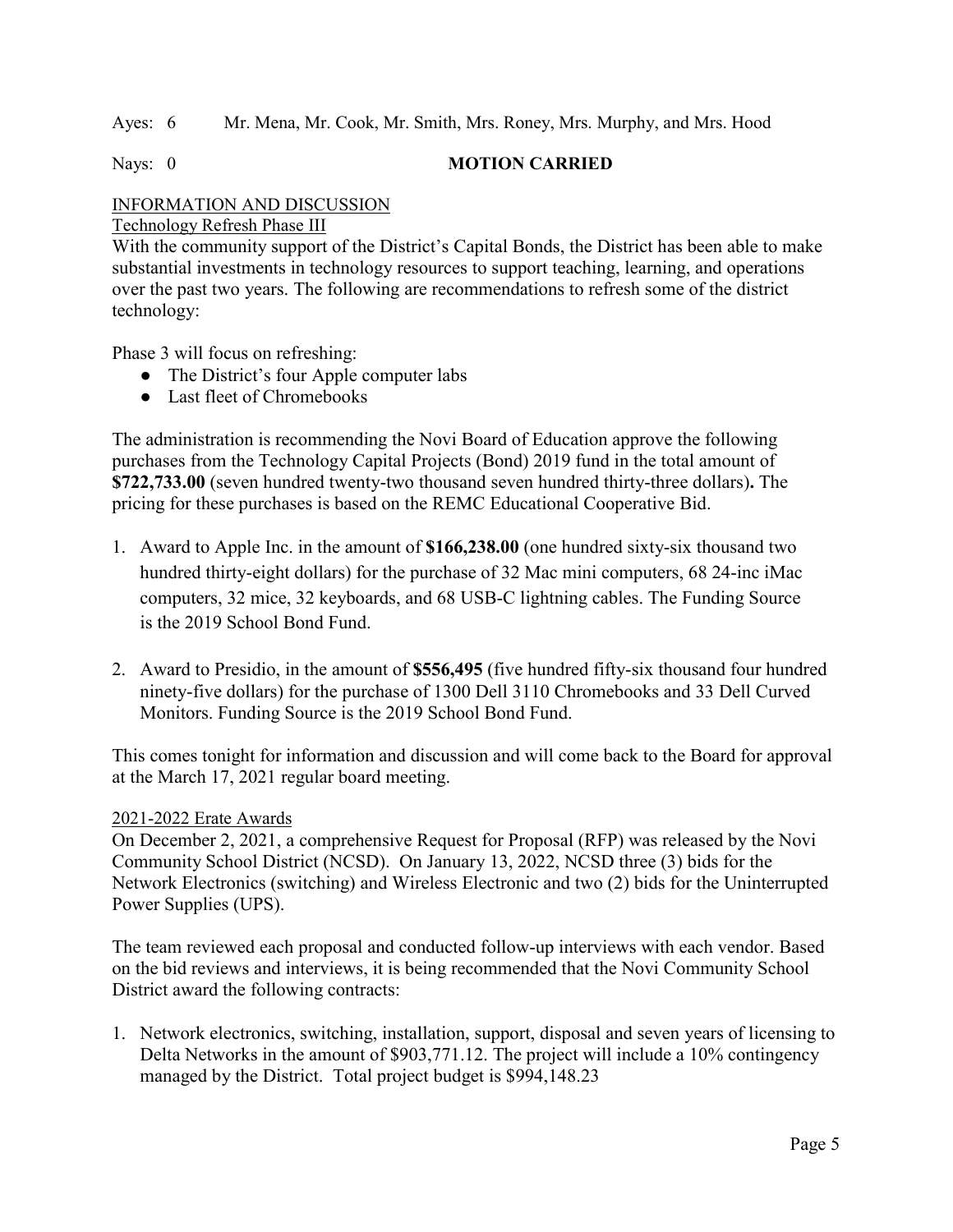Ayes: 6 Mr. Mena, Mr. Cook, Mr. Smith, Mrs. Roney, Mrs. Murphy, and Mrs. Hood

Nays: 0 **MOTION CARRIED**

INFORMATION AND DISCUSSION

Technology Refresh Phase III

With the community support of the District's Capital Bonds, the District has been able to make substantial investments in technology resources to support teaching, learning, and operations over the past two years. The following are recommendations to refresh some of the district technology:

Phase 3 will focus on refreshing:

- The District's four Apple computer labs
- Last fleet of Chromebooks

The administration is recommending the Novi Board of Education approve the following purchases from the Technology Capital Projects (Bond) 2019 fund in the total amount of **$722,733.00** (seven hundred twenty-two thousand seven hundred thirty-three dollars)**.** The pricing for these purchases is based on the REMC Educational Cooperative Bid.

1. Award to Apple Inc. in the amount of **$166,238.00** (one hundred sixty-six thousand two hundred thirty-eight dollars) for the purchase of 32 Mac mini computers, 68 24-inc iMac computers, 32 mice, 32 keyboards, and 68 USB-C lightning cables. The Funding Source is the 2019 School Bond Fund.
2. Award to Presidio, in the amount of **$556,495** (five hundred fifty-six thousand four hundred ninety-five dollars) for the purchase of 1300 Dell 3110 Chromebooks and 33 Dell Curved Monitors. Funding Source is the 2019 School Bond Fund.

This comes tonight for information and discussion and will come back to the Board for approval at the March 17, 2021 regular board meeting.

2021-2022 Erate Awards

On December 2, 2021, a comprehensive Request for Proposal (RFP) was released by the Novi Community School District (NCSD). On January 13, 2022, NCSD three (3) bids for the Network Electronics (switching) and Wireless Electronic and two (2) bids for the Uninterrupted Power Supplies (UPS).

The team reviewed each proposal and conducted follow-up interviews with each vendor. Based on the bid reviews and interviews, it is being recommended that the Novi Community School District award the following contracts:

1. Network electronics, switching, installation, support, disposal and seven years of licensing to Delta Networks in the amount of $903,771.12. The project will include a 10% contingency managed by the District. Total project budget is $994,148.23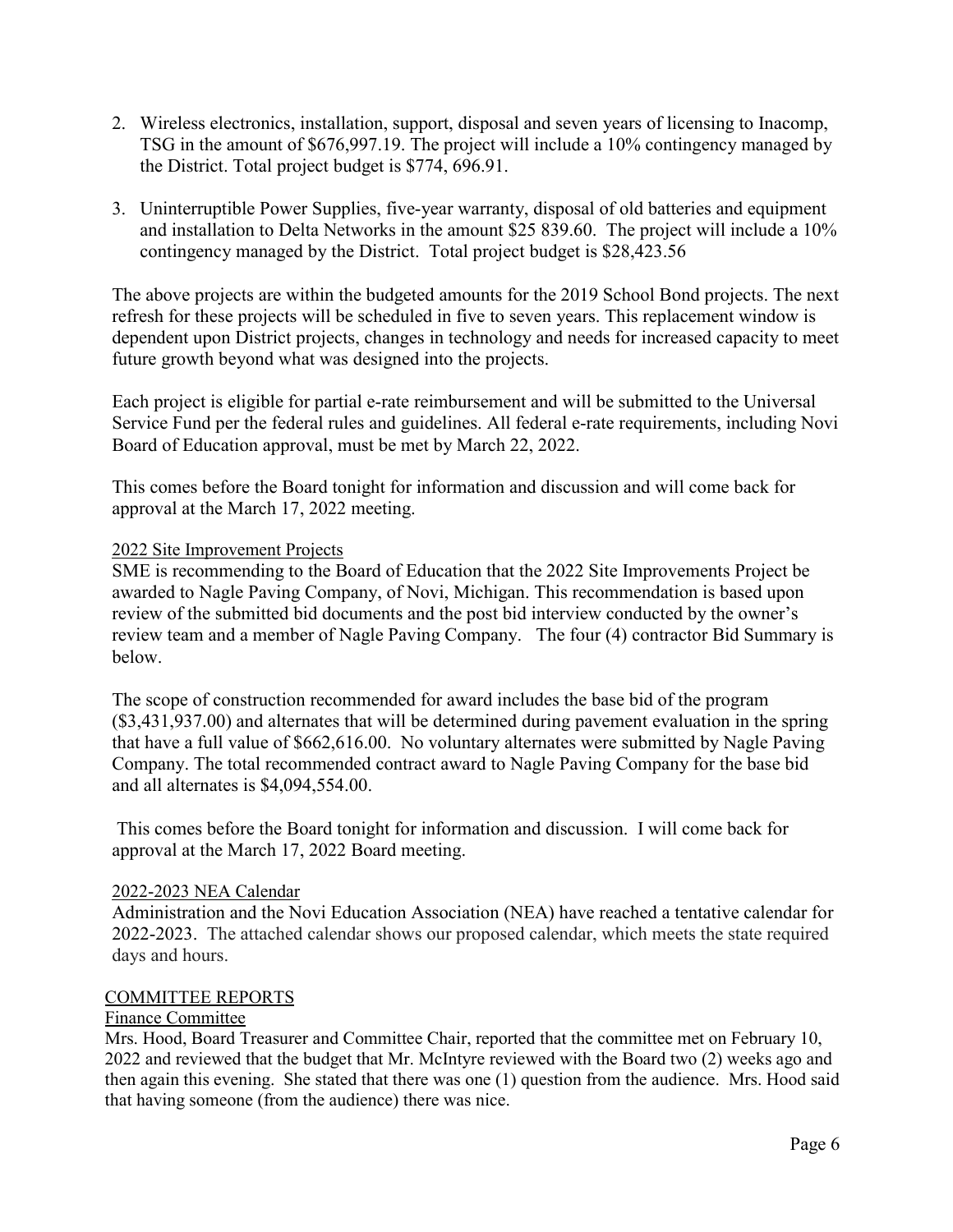2. Wireless electronics, installation, support, disposal and seven years of licensing to Inacomp, TSG in the amount of $676,997.19. The project will include a 10% contingency managed by the District. Total project budget is $774, 696.91.

3. Uninterruptible Power Supplies, five-year warranty, disposal of old batteries and equipment and installation to Delta Networks in the amount $25 839.60. The project will include a 10% contingency managed by the District. Total project budget is $28,423.56

The above projects are within the budgeted amounts for the 2019 School Bond projects. The next refresh for these projects will be scheduled in five to seven years. This replacement window is dependent upon District projects, changes in technology and needs for increased capacity to meet future growth beyond what was designed into the projects.

Each project is eligible for partial e-rate reimbursement and will be submitted to the Universal Service Fund per the federal rules and guidelines. All federal e-rate requirements, including Novi Board of Education approval, must be met by March 22, 2022.

This comes before the Board tonight for information and discussion and will come back for approval at the March 17, 2022 meeting.

2022 Site Improvement Projects

SME is recommending to the Board of Education that the 2022 Site Improvements Project be awarded to Nagle Paving Company, of Novi, Michigan. This recommendation is based upon review of the submitted bid documents and the post bid interview conducted by the owner's review team and a member of Nagle Paving Company. The four (4) contractor Bid Summary is below.

The scope of construction recommended for award includes the base bid of the program ($3,431,937.00) and alternates that will be determined during pavement evaluation in the spring that have a full value of $662,616.00. No voluntary alternates were submitted by Nagle Paving Company. The total recommended contract award to Nagle Paving Company for the base bid and all alternates is $4,094,554.00.

This comes before the Board tonight for information and discussion. I will come back for approval at the March 17, 2022 Board meeting.

2022-2023 NEA Calendar

Administration and the Novi Education Association (NEA) have reached a tentative calendar for 2022-2023. The attached calendar shows our proposed calendar, which meets the state required days and hours.

COMMITTEE REPORTS

Finance Committee

Mrs. Hood, Board Treasurer and Committee Chair, reported that the committee met on February 10, 2022 and reviewed that the budget that Mr. McIntyre reviewed with the Board two (2) weeks ago and then again this evening. She stated that there was one (1) question from the audience. Mrs. Hood said that having someone (from the audience) there was nice.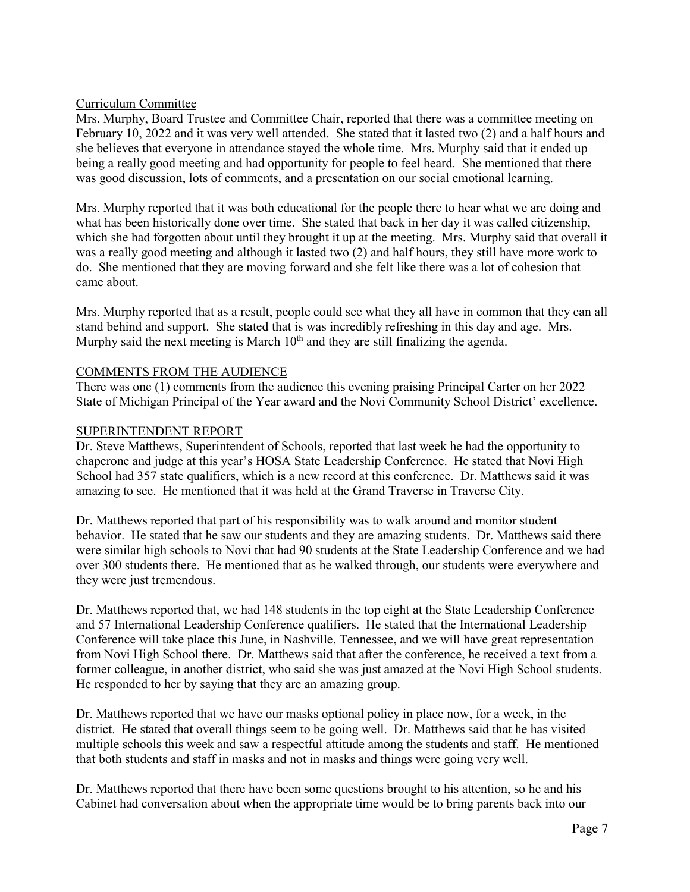Curriculum Committee

Mrs. Murphy, Board Trustee and Committee Chair, reported that there was a committee meeting on February 10, 2022 and it was very well attended. She stated that it lasted two (2) and a half hours and she believes that everyone in attendance stayed the whole time. Mrs. Murphy said that it ended up being a really good meeting and had opportunity for people to feel heard. She mentioned that there was good discussion, lots of comments, and a presentation on our social emotional learning.

Mrs. Murphy reported that it was both educational for the people there to hear what we are doing and what has been historically done over time. She stated that back in her day it was called citizenship, which she had forgotten about until they brought it up at the meeting. Mrs. Murphy said that overall it was a really good meeting and although it lasted two (2) and half hours, they still have more work to do. She mentioned that they are moving forward and she felt like there was a lot of cohesion that came about.

Mrs. Murphy reported that as a result, people could see what they all have in common that they can all stand behind and support. She stated that is was incredibly refreshing in this day and age. Mrs. Murphy said the next meeting is March 10th and they are still finalizing the agenda.

COMMENTS FROM THE AUDIENCE

There was one (1) comments from the audience this evening praising Principal Carter on her 2022 State of Michigan Principal of the Year award and the Novi Community School District' excellence.

SUPERINTENDENT REPORT

Dr. Steve Matthews, Superintendent of Schools, reported that last week he had the opportunity to chaperone and judge at this year's HOSA State Leadership Conference. He stated that Novi High School had 357 state qualifiers, which is a new record at this conference. Dr. Matthews said it was amazing to see. He mentioned that it was held at the Grand Traverse in Traverse City.

Dr. Matthews reported that part of his responsibility was to walk around and monitor student behavior. He stated that he saw our students and they are amazing students. Dr. Matthews said there were similar high schools to Novi that had 90 students at the State Leadership Conference and we had over 300 students there. He mentioned that as he walked through, our students were everywhere and they were just tremendous.

Dr. Matthews reported that, we had 148 students in the top eight at the State Leadership Conference and 57 International Leadership Conference qualifiers. He stated that the International Leadership Conference will take place this June, in Nashville, Tennessee, and we will have great representation from Novi High School there. Dr. Matthews said that after the conference, he received a text from a former colleague, in another district, who said she was just amazed at the Novi High School students. He responded to her by saying that they are an amazing group.

Dr. Matthews reported that we have our masks optional policy in place now, for a week, in the district. He stated that overall things seem to be going well. Dr. Matthews said that he has visited multiple schools this week and saw a respectful attitude among the students and staff. He mentioned that both students and staff in masks and not in masks and things were going very well.

Dr. Matthews reported that there have been some questions brought to his attention, so he and his Cabinet had conversation about when the appropriate time would be to bring parents back into our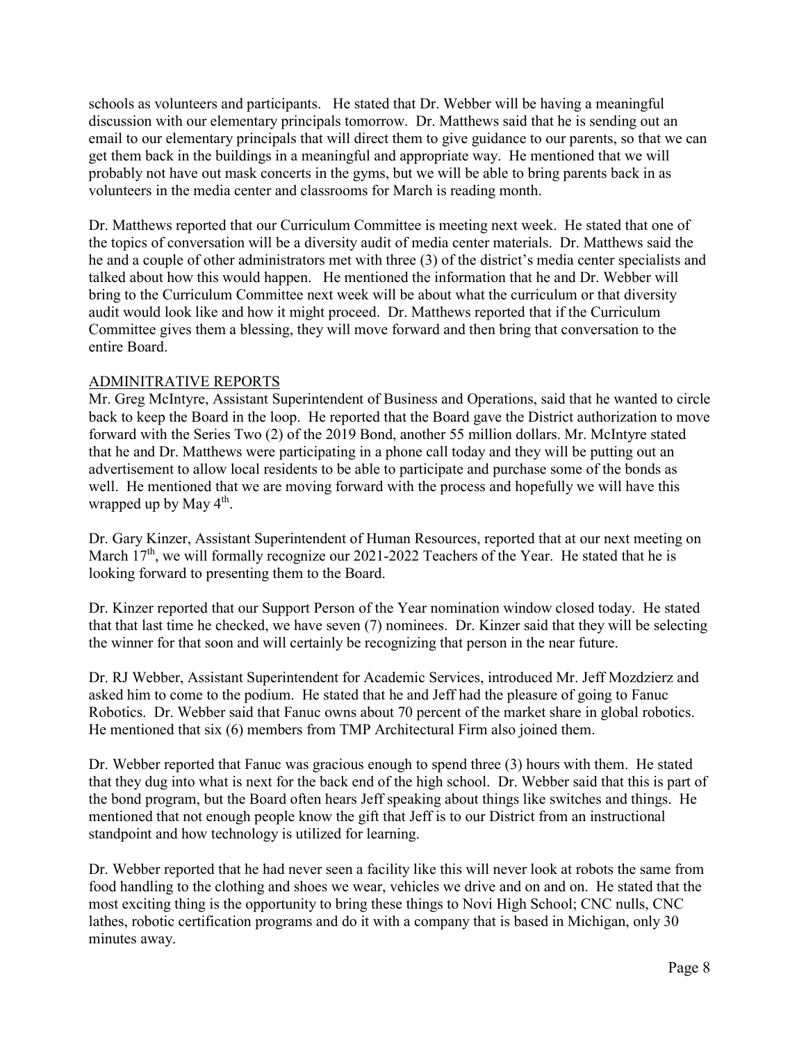schools as volunteers and participants. He stated that Dr. Webber will be having a meaningful discussion with our elementary principals tomorrow. Dr. Matthews said that he is sending out an email to our elementary principals that will direct them to give guidance to our parents, so that we can get them back in the buildings in a meaningful and appropriate way. He mentioned that we will probably not have out mask concerts in the gyms, but we will be able to bring parents back in as volunteers in the media center and classrooms for March is reading month.

Dr. Matthews reported that our Curriculum Committee is meeting next week. He stated that one of the topics of conversation will be a diversity audit of media center materials. Dr. Matthews said the he and a couple of other administrators met with three (3) of the district's media center specialists and talked about how this would happen. He mentioned the information that he and Dr. Webber will bring to the Curriculum Committee next week will be about what the curriculum or that diversity audit would look like and how it might proceed. Dr. Matthews reported that if the Curriculum Committee gives them a blessing, they will move forward and then bring that conversation to the entire Board.

<u>ADMINITRATIVE REPORTS</u>

Mr. Greg McIntyre, Assistant Superintendent of Business and Operations, said that he wanted to circle back to keep the Board in the loop. He reported that the Board gave the District authorization to move forward with the Series Two (2) of the 2019 Bond, another 55 million dollars. Mr. McIntyre stated that he and Dr. Matthews were participating in a phone call today and they will be putting out an advertisement to allow local residents to be able to participate and purchase some of the bonds as well. He mentioned that we are moving forward with the process and hopefully we will have this wrapped up by May 4th.

Dr. Gary Kinzer, Assistant Superintendent of Human Resources, reported that at our next meeting on March 17th, we will formally recognize our 2021-2022 Teachers of the Year. He stated that he is looking forward to presenting them to the Board.

Dr. Kinzer reported that our Support Person of the Year nomination window closed today. He stated that that last time he checked, we have seven (7) nominees. Dr. Kinzer said that they will be selecting the winner for that soon and will certainly be recognizing that person in the near future.

Dr. RJ Webber, Assistant Superintendent for Academic Services, introduced Mr. Jeff Mozdzierz and asked him to come to the podium. He stated that he and Jeff had the pleasure of going to Fanuc Robotics. Dr. Webber said that Fanuc owns about 70 percent of the market share in global robotics. He mentioned that six (6) members from TMP Architectural Firm also joined them.

Dr. Webber reported that Fanuc was gracious enough to spend three (3) hours with them. He stated that they dug into what is next for the back end of the high school. Dr. Webber said that this is part of the bond program, but the Board often hears Jeff speaking about things like switches and things. He mentioned that not enough people know the gift that Jeff is to our District from an instructional standpoint and how technology is utilized for learning.

Dr. Webber reported that he had never seen a facility like this will never look at robots the same from food handling to the clothing and shoes we wear, vehicles we drive and on and on. He stated that the most exciting thing is the opportunity to bring these things to Novi High School; CNC nulls, CNC lathes, robotic certification programs and do it with a company that is based in Michigan, only 30 minutes away.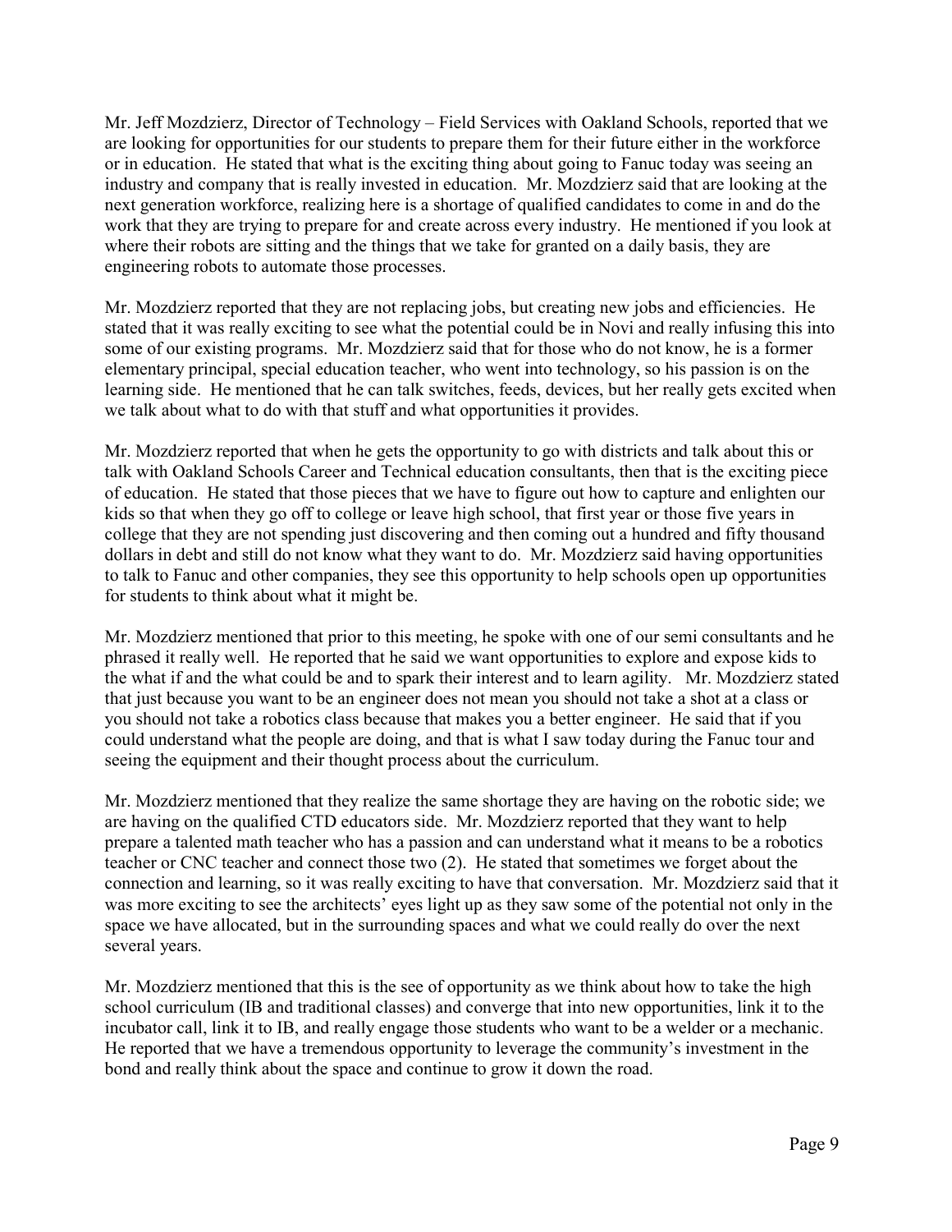Mr. Jeff Mozdzierz, Director of Technology – Field Services with Oakland Schools, reported that we are looking for opportunities for our students to prepare them for their future either in the workforce or in education. He stated that what is the exciting thing about going to Fanuc today was seeing an industry and company that is really invested in education. Mr. Mozdzierz said that are looking at the next generation workforce, realizing here is a shortage of qualified candidates to come in and do the work that they are trying to prepare for and create across every industry. He mentioned if you look at where their robots are sitting and the things that we take for granted on a daily basis, they are engineering robots to automate those processes.

Mr. Mozdzierz reported that they are not replacing jobs, but creating new jobs and efficiencies. He stated that it was really exciting to see what the potential could be in Novi and really infusing this into some of our existing programs. Mr. Mozdzierz said that for those who do not know, he is a former elementary principal, special education teacher, who went into technology, so his passion is on the learning side. He mentioned that he can talk switches, feeds, devices, but her really gets excited when we talk about what to do with that stuff and what opportunities it provides.

Mr. Mozdzierz reported that when he gets the opportunity to go with districts and talk about this or talk with Oakland Schools Career and Technical education consultants, then that is the exciting piece of education. He stated that those pieces that we have to figure out how to capture and enlighten our kids so that when they go off to college or leave high school, that first year or those five years in college that they are not spending just discovering and then coming out a hundred and fifty thousand dollars in debt and still do not know what they want to do. Mr. Mozdzierz said having opportunities to talk to Fanuc and other companies, they see this opportunity to help schools open up opportunities for students to think about what it might be.

Mr. Mozdzierz mentioned that prior to this meeting, he spoke with one of our semi consultants and he phrased it really well. He reported that he said we want opportunities to explore and expose kids to the what if and the what could be and to spark their interest and to learn agility. Mr. Mozdzierz stated that just because you want to be an engineer does not mean you should not take a shot at a class or you should not take a robotics class because that makes you a better engineer. He said that if you could understand what the people are doing, and that is what I saw today during the Fanuc tour and seeing the equipment and their thought process about the curriculum.

Mr. Mozdzierz mentioned that they realize the same shortage they are having on the robotic side; we are having on the qualified CTD educators side. Mr. Mozdzierz reported that they want to help prepare a talented math teacher who has a passion and can understand what it means to be a robotics teacher or CNC teacher and connect those two (2). He stated that sometimes we forget about the connection and learning, so it was really exciting to have that conversation. Mr. Mozdzierz said that it was more exciting to see the architects' eyes light up as they saw some of the potential not only in the space we have allocated, but in the surrounding spaces and what we could really do over the next several years.

Mr. Mozdzierz mentioned that this is the see of opportunity as we think about how to take the high school curriculum (IB and traditional classes) and converge that into new opportunities, link it to the incubator call, link it to IB, and really engage those students who want to be a welder or a mechanic. He reported that we have a tremendous opportunity to leverage the community's investment in the bond and really think about the space and continue to grow it down the road.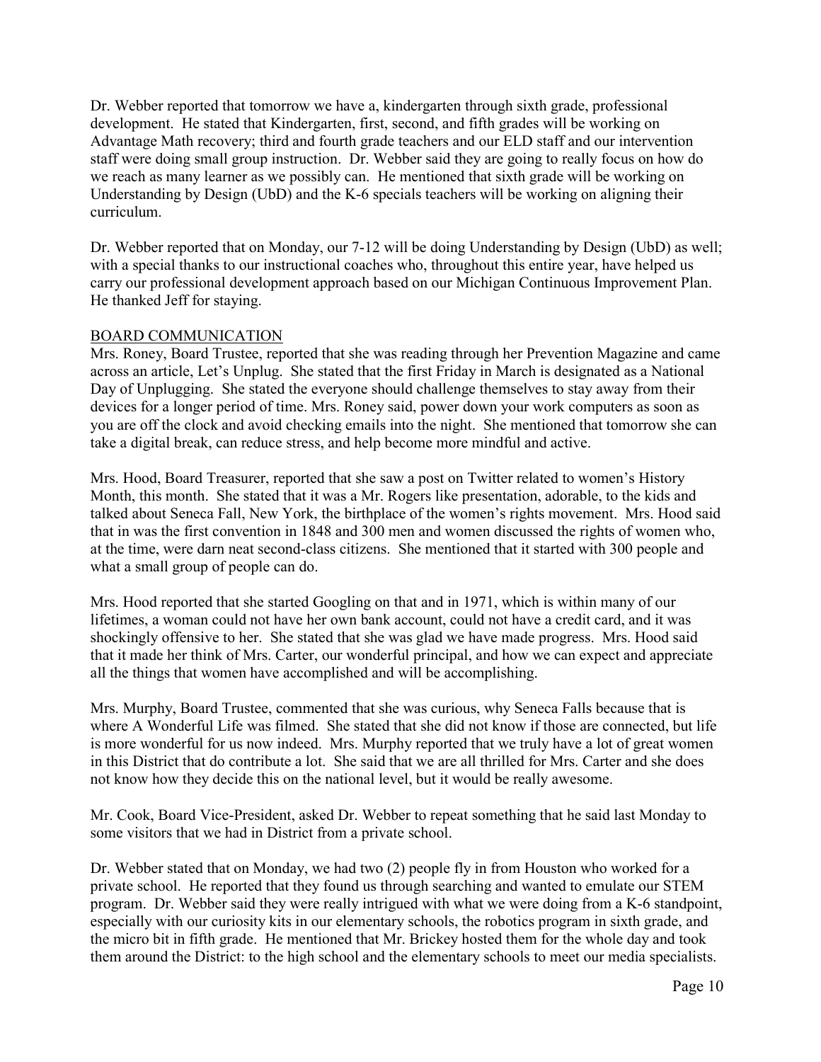Dr. Webber reported that tomorrow we have a, kindergarten through sixth grade, professional development. He stated that Kindergarten, first, second, and fifth grades will be working on Advantage Math recovery; third and fourth grade teachers and our ELD staff and our intervention staff were doing small group instruction. Dr. Webber said they are going to really focus on how do we reach as many learner as we possibly can. He mentioned that sixth grade will be working on Understanding by Design (UbD) and the K-6 specials teachers will be working on aligning their curriculum.

Dr. Webber reported that on Monday, our 7-12 will be doing Understanding by Design (UbD) as well; with a special thanks to our instructional coaches who, throughout this entire year, have helped us carry our professional development approach based on our Michigan Continuous Improvement Plan. He thanked Jeff for staying.

## BOARD COMMUNICATION

Mrs. Roney, Board Trustee, reported that she was reading through her Prevention Magazine and came across an article, Let's Unplug. She stated that the first Friday in March is designated as a National Day of Unplugging. She stated the everyone should challenge themselves to stay away from their devices for a longer period of time. Mrs. Roney said, power down your work computers as soon as you are off the clock and avoid checking emails into the night. She mentioned that tomorrow she can take a digital break, can reduce stress, and help become more mindful and active.

Mrs. Hood, Board Treasurer, reported that she saw a post on Twitter related to women's History Month, this month. She stated that it was a Mr. Rogers like presentation, adorable, to the kids and talked about Seneca Fall, New York, the birthplace of the women's rights movement. Mrs. Hood said that in was the first convention in 1848 and 300 men and women discussed the rights of women who, at the time, were darn neat second-class citizens. She mentioned that it started with 300 people and what a small group of people can do.

Mrs. Hood reported that she started Googling on that and in 1971, which is within many of our lifetimes, a woman could not have her own bank account, could not have a credit card, and it was shockingly offensive to her. She stated that she was glad we have made progress. Mrs. Hood said that it made her think of Mrs. Carter, our wonderful principal, and how we can expect and appreciate all the things that women have accomplished and will be accomplishing.

Mrs. Murphy, Board Trustee, commented that she was curious, why Seneca Falls because that is where A Wonderful Life was filmed. She stated that she did not know if those are connected, but life is more wonderful for us now indeed. Mrs. Murphy reported that we truly have a lot of great women in this District that do contribute a lot. She said that we are all thrilled for Mrs. Carter and she does not know how they decide this on the national level, but it would be really awesome.

Mr. Cook, Board Vice-President, asked Dr. Webber to repeat something that he said last Monday to some visitors that we had in District from a private school.

Dr. Webber stated that on Monday, we had two (2) people fly in from Houston who worked for a private school. He reported that they found us through searching and wanted to emulate our STEM program. Dr. Webber said they were really intrigued with what we were doing from a K-6 standpoint, especially with our curiosity kits in our elementary schools, the robotics program in sixth grade, and the micro bit in fifth grade. He mentioned that Mr. Brickey hosted them for the whole day and took them around the District: to the high school and the elementary schools to meet our media specialists.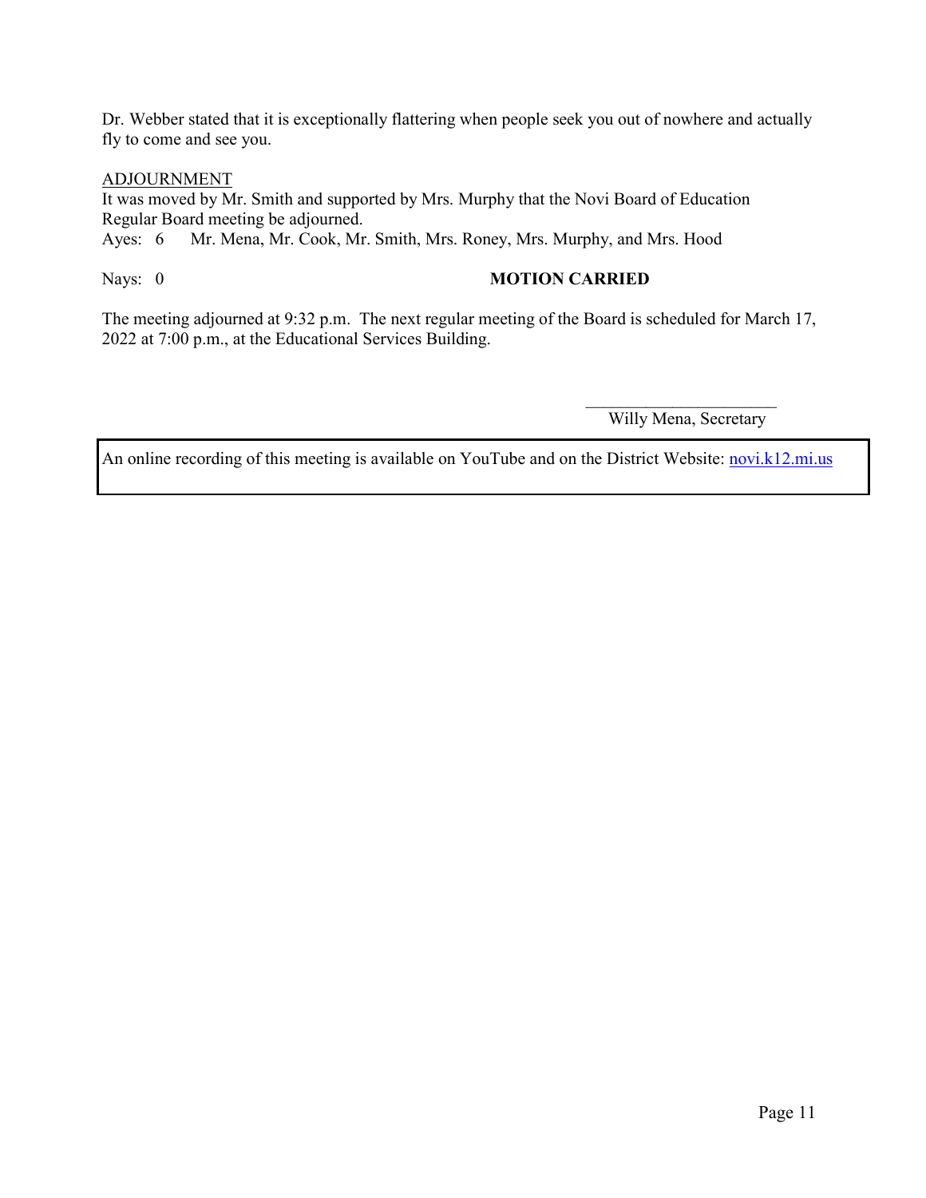Dr. Webber stated that it is exceptionally flattering when people seek you out of nowhere and actually fly to come and see you.

ADJOURNMENT

It was moved by Mr. Smith and supported by Mrs. Murphy that the Novi Board of Education Regular Board meeting be adjourned.

Ayes: 6 Mr. Mena, Mr. Cook, Mr. Smith, Mrs. Roney, Mrs. Murphy, and Mrs. Hood

Nays: 0 **MOTION CARRIED**

The meeting adjourned at 9:32 p.m. The next regular meeting of the Board is scheduled for March 17, 2022 at 7:00 p.m., at the Educational Services Building.

______________________

Willy Mena, Secretary

An online recording of this meeting is available on YouTube and on the District Website: novi.k12.mi.us